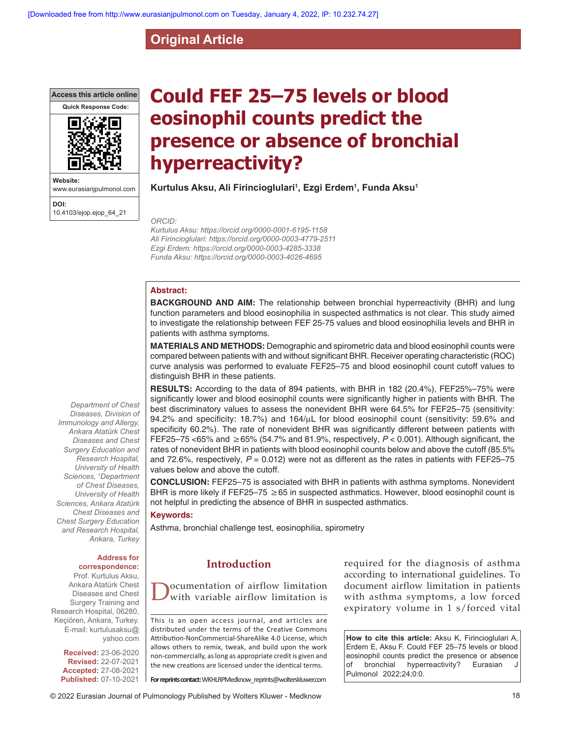Original Article

# Could FEF 25–75 levels or blood eosinophil counts predict the presence or absence of bronchial hyperreactivity?

**Kurtulus Aksu, Ali Firincioglulari[1], Ezgi Erdem[1], Funda Aksu[1]**

*ORCID:*
*Kurtulus Aksu: https://orcid.org/0000-0001-6195-1158*
*Ali Firincioglulari: https://orcid.org/0000-0003-4779-2511*
*Ezgi Erdem: https://orcid.org/0000-0003-4285-3338*
*Funda Aksu: https://orcid.org/0000-0003-4026-4695*

Access this article online

Website: www.eurasianjpulmonol.com

DOI: 10.4103/ejop.ejop_64_21

*Department of Chest Diseases, Division of Immunology and Allergy, Ankara Atatürk Chest Diseases and Chest Surgery Education and Research Hospital, University of Health Sciences, [1]Department of Chest Diseases, University of Health Sciences, Ankara Atatürk Chest Diseases and Chest Surgery Education and Research Hospital, Ankara, Turkey*

**Address for correspondence:**
Prof. Kurtulus Aksu, Ankara Atatürk Chest Diseases and Chest Surgery Training and Research Hospital, 06280, Keçiören, Ankara, Turkey. E-mail: kurtulusaksu@yahoo.com

**Received:** 23-06-2020
**Revised:** 22-07-2021
**Accepted:** 27-08-2021
**Published:** 07-10-2021

## Abstract:

**BACKGROUND AND AIM:** The relationship between bronchial hyperreactivity (BHR) and lung function parameters and blood eosinophilia in suspected asthmatics is not clear. This study aimed to investigate the relationship between FEF 25-75 values and blood eosinophilia levels and BHR in patients with asthma symptoms.

**MATERIALS AND METHODS:** Demographic and spirometric data and blood eosinophil counts were compared between patients with and without significant BHR. Receiver operating characteristic (ROC) curve analysis was performed to evaluate FEF25–75 and blood eosinophil count cutoff values to distinguish BHR in these patients.

**RESULTS:** According to the data of 894 patients, with BHR in 182 (20.4%), FEF25%–75% were significantly lower and blood eosinophil counts were significantly higher in patients with BHR. The best discriminatory values to assess the nonevident BHR were 64.5% for FEF25–75 (sensitivity: 94.2% and specificity: 18.7%) and 164/µL for blood eosinophil count (sensitivity: 59.6% and specificity 60.2%). The rate of nonevident BHR was significantly different between patients with FEF25–75 <65% and ≥65% (54.7% and 81.9%, respectively, $P < 0.001$). Although significant, the rates of nonevident BHR in patients with blood eosinophil counts below and above the cutoff (85.5% and 72.6%, respectively, $P = 0.012$) were not as different as the rates in patients with FEF25–75 values below and above the cutoff.

**CONCLUSION:** FEF25–75 is associated with BHR in patients with asthma symptoms. Nonevident BHR is more likely if FEF25–75 ≥65 in suspected asthmatics. However, blood eosinophil count is not helpful in predicting the absence of BHR in suspected asthmatics.

**Keywords:**

Asthma, bronchial challenge test, eosinophilia, spirometry

## Introduction

Documentation of airflow limitation with variable airflow limitation is required for the diagnosis of asthma according to international guidelines. To document airflow limitation in patients with asthma symptoms, a low forced expiratory volume in 1 s/forced vital

This is an open access journal, and articles are distributed under the terms of the Creative Commons Attribution-NonCommercial-ShareAlike 4.0 License, which allows others to remix, tweak, and build upon the work non-commercially, as long as appropriate credit is given and the new creations are licensed under the identical terms.

**For reprints contact:** WKHLRPMedknow_reprints@wolterskluwer.com

**How to cite this article:** Aksu K, Firincioglulari A, Erdem E, Aksu F. Could FEF 25–75 levels or blood eosinophil counts predict the presence or absence of bronchial hyperreactivity? Eurasian J Pulmonol 2022;24:0:0.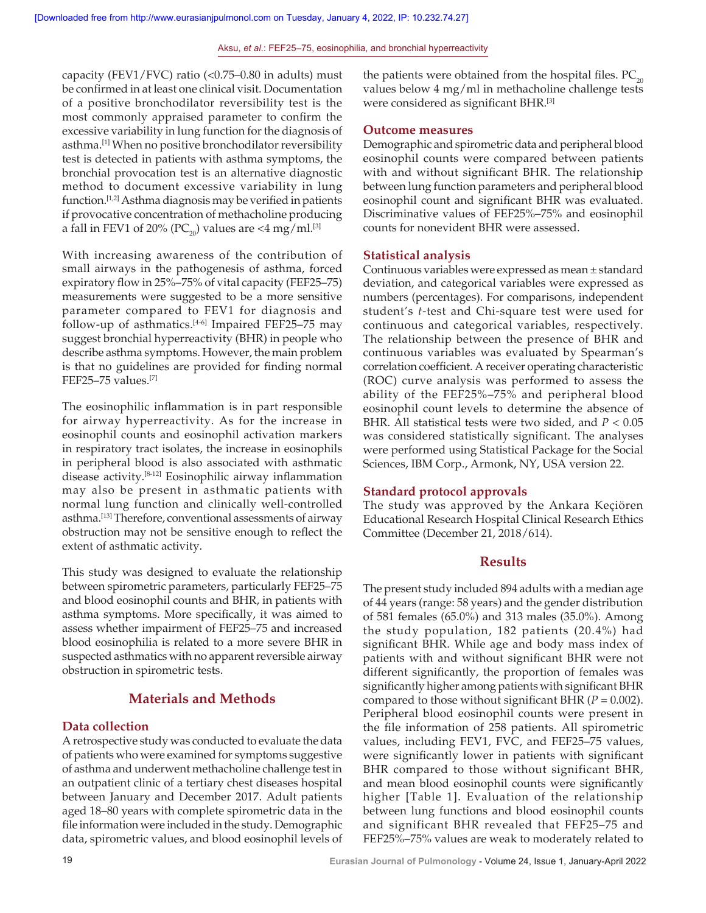capacity (FEV1/FVC) ratio (<0.75–0.80 in adults) must be confirmed in at least one clinical visit. Documentation of a positive bronchodilator reversibility test is the most commonly appraised parameter to confirm the excessive variability in lung function for the diagnosis of asthma.[1] When no positive bronchodilator reversibility test is detected in patients with asthma symptoms, the bronchial provocation test is an alternative diagnostic method to document excessive variability in lung function.[1,2] Asthma diagnosis may be verified in patients if provocative concentration of methacholine producing a fall in FEV1 of 20% ($PC_{20}$) values are <4 mg/ml.[3]

With increasing awareness of the contribution of small airways in the pathogenesis of asthma, forced expiratory flow in 25%–75% of vital capacity (FEF25–75) measurements were suggested to be a more sensitive parameter compared to FEV1 for diagnosis and follow-up of asthmatics.[4-6] Impaired FEF25–75 may suggest bronchial hyperreactivity (BHR) in people who describe asthma symptoms. However, the main problem is that no guidelines are provided for finding normal FEF25–75 values.[7]

The eosinophilic inflammation is in part responsible for airway hyperreactivity. As for the increase in eosinophil counts and eosinophil activation markers in respiratory tract isolates, the increase in eosinophils in peripheral blood is also associated with asthmatic disease activity.[8-12] Eosinophilic airway inflammation may also be present in asthmatic patients with normal lung function and clinically well-controlled asthma.[13] Therefore, conventional assessments of airway obstruction may not be sensitive enough to reflect the extent of asthmatic activity.

This study was designed to evaluate the relationship between spirometric parameters, particularly FEF25–75 and blood eosinophil counts and BHR, in patients with asthma symptoms. More specifically, it was aimed to assess whether impairment of FEF25–75 and increased blood eosinophilia is related to a more severe BHR in suspected asthmatics with no apparent reversible airway obstruction in spirometric tests.

## Materials and Methods

### Data collection

A retrospective study was conducted to evaluate the data of patients who were examined for symptoms suggestive of asthma and underwent methacholine challenge test in an outpatient clinic of a tertiary chest diseases hospital between January and December 2017. Adult patients aged 18–80 years with complete spirometric data in the file information were included in the study. Demographic data, spirometric values, and blood eosinophil levels of the patients were obtained from the hospital files. $PC_{20}$ values below 4 mg/ml in methacholine challenge tests were considered as significant BHR.[3]

### Outcome measures

Demographic and spirometric data and peripheral blood eosinophil counts were compared between patients with and without significant BHR. The relationship between lung function parameters and peripheral blood eosinophil count and significant BHR was evaluated. Discriminative values of FEF25%–75% and eosinophil counts for nonevident BHR were assessed.

### Statistical analysis

Continuous variables were expressed as mean ± standard deviation, and categorical variables were expressed as numbers (percentages). For comparisons, independent student's *t*-test and Chi-square test were used for continuous and categorical variables, respectively. The relationship between the presence of BHR and continuous variables was evaluated by Spearman's correlation coefficient. A receiver operating characteristic (ROC) curve analysis was performed to assess the ability of the FEF25%–75% and peripheral blood eosinophil count levels to determine the absence of BHR. All statistical tests were two sided, and $P < 0.05$ was considered statistically significant. The analyses were performed using Statistical Package for the Social Sciences, IBM Corp., Armonk, NY, USA version 22.

### Standard protocol approvals

The study was approved by the Ankara Keçiören Educational Research Hospital Clinical Research Ethics Committee (December 21, 2018/614).

## Results

The present study included 894 adults with a median age of 44 years (range: 58 years) and the gender distribution of 581 females (65.0%) and 313 males (35.0%). Among the study population, 182 patients (20.4%) had significant BHR. While age and body mass index of patients with and without significant BHR were not different significantly, the proportion of females was significantly higher among patients with significant BHR compared to those without significant BHR ($P = 0.002$). Peripheral blood eosinophil counts were present in the file information of 258 patients. All spirometric values, including FEV1, FVC, and FEF25–75 values, were significantly lower in patients with significant BHR compared to those without significant BHR, and mean blood eosinophil counts were significantly higher [Table 1]. Evaluation of the relationship between lung functions and blood eosinophil counts and significant BHR revealed that FEF25–75 and FEF25%–75% values are weak to moderately related to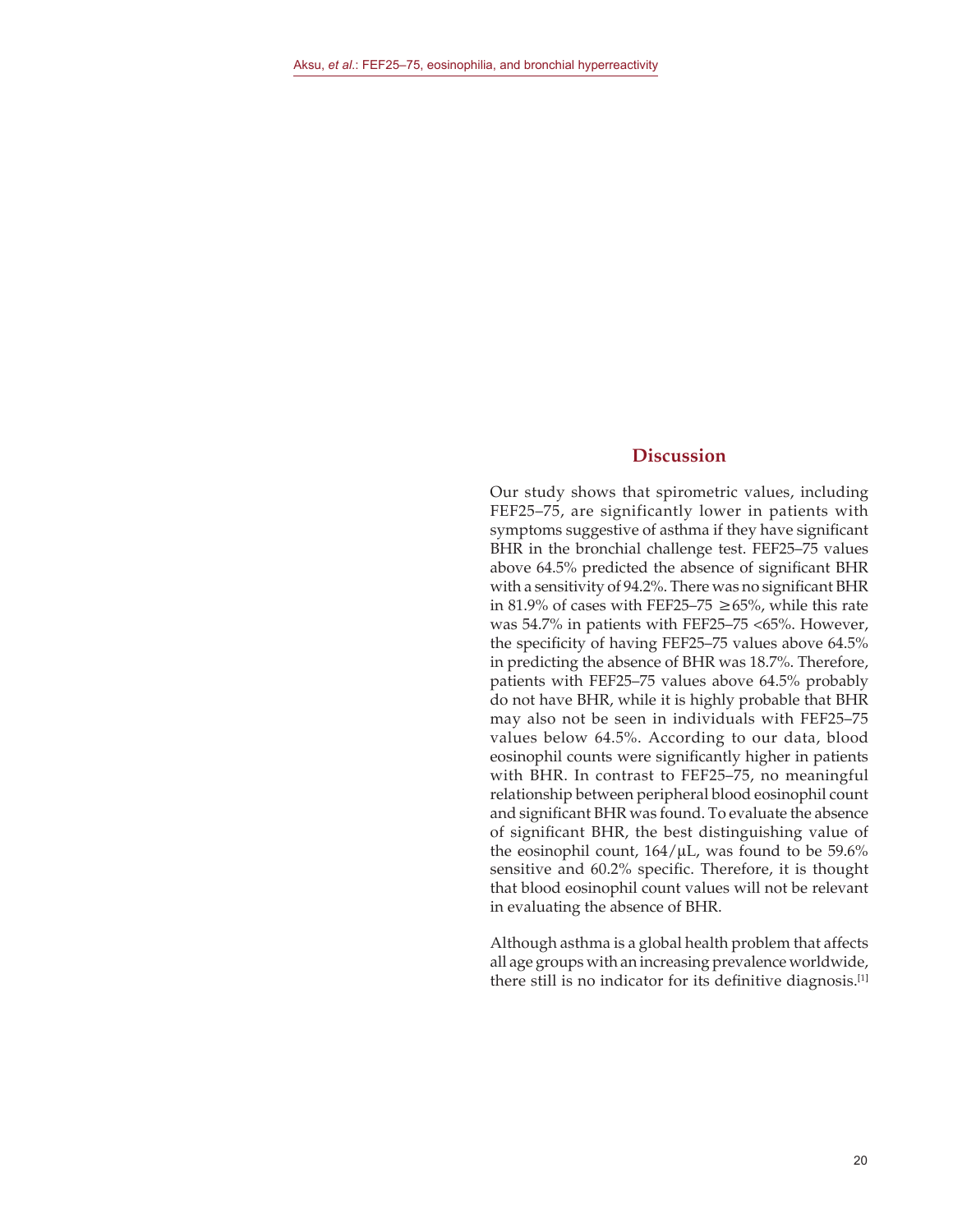## Discussion

Our study shows that spirometric values, including FEF25–75, are significantly lower in patients with symptoms suggestive of asthma if they have significant BHR in the bronchial challenge test. FEF25–75 values above 64.5% predicted the absence of significant BHR with a sensitivity of 94.2%. There was no significant BHR in 81.9% of cases with FEF25–75 ≥65%, while this rate was 54.7% in patients with FEF25–75 <65%. However, the specificity of having FEF25–75 values above 64.5% in predicting the absence of BHR was 18.7%. Therefore, patients with FEF25–75 values above 64.5% probably do not have BHR, while it is highly probable that BHR may also not be seen in individuals with FEF25–75 values below 64.5%. According to our data, blood eosinophil counts were significantly higher in patients with BHR. In contrast to FEF25–75, no meaningful relationship between peripheral blood eosinophil count and significant BHR was found. To evaluate the absence of significant BHR, the best distinguishing value of the eosinophil count, 164/μL, was found to be 59.6% sensitive and 60.2% specific. Therefore, it is thought that blood eosinophil count values will not be relevant in evaluating the absence of BHR.

Although asthma is a global health problem that affects all age groups with an increasing prevalence worldwide, there still is no indicator for its definitive diagnosis.[1]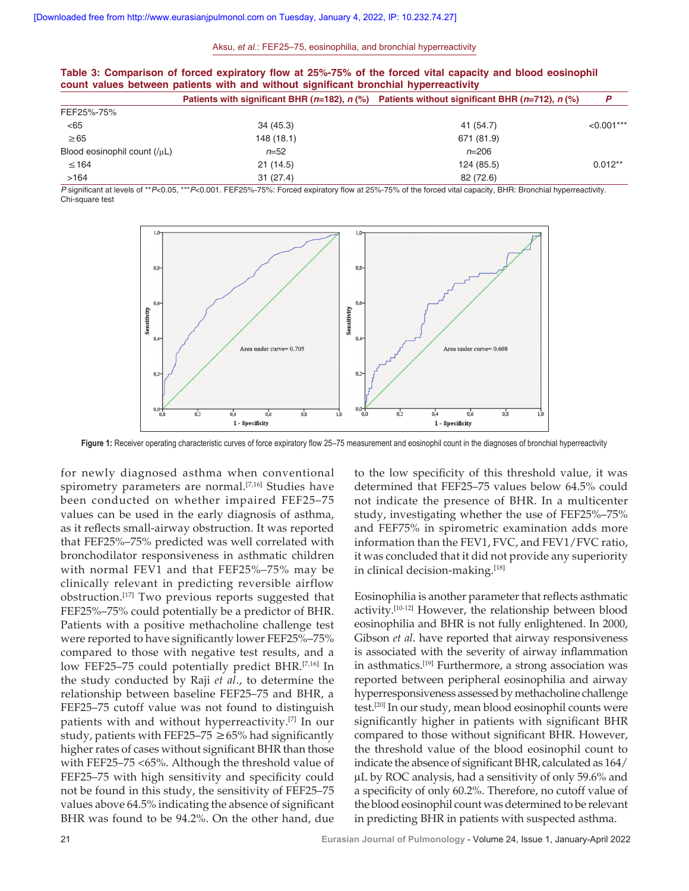**Table 3: Comparison of forced expiratory flow at 25%-75% of the forced vital capacity and blood eosinophil count values between patients with and without significant bronchial hyperreactivity**

| | Patients with significant BHR ($n$=182), $n$ (%) | Patients without significant BHR ($n$=712), $n$ (%) | $P$ |
|---|---|---|---|
| FEF25%-75% | | | |
| <65 | 34 (45.3) | 41 (54.7) | <0.001*** |
| ≥65 | 148 (18.1) | 671 (81.9) | |
| Blood eosinophil count (/μL) | $n$=52 | $n$=206 | |
| ≤164 | 21 (14.5) | 124 (85.5) | 0.012** |
| >164 | 31 (27.4) | 82 (72.6) | |

$P$ significant at levels of **$P$<0.05, ***$P$<0.001. FEF25%-75%: Forced expiratory flow at 25%-75% of the forced vital capacity, BHR: Bronchial hyperreactivity. Chi-square test

Sensitivity
1 - Specificity
Area under curve= 0.705

Sensitivity
1 - Specificity
Area under curve= 0.608

**Figure 1:** Receiver operating characteristic curves of force expiratory flow 25–75 measurement and eosinophil count in the diagnoses of bronchial hyperreactivity

for newly diagnosed asthma when conventional spirometry parameters are normal.[7,16] Studies have been conducted on whether impaired FEF25–75 values can be used in the early diagnosis of asthma, as it reflects small-airway obstruction. It was reported that FEF25%–75% predicted was well correlated with bronchodilator responsiveness in asthmatic children with normal FEV1 and that FEF25%–75% may be clinically relevant in predicting reversible airflow obstruction.[17] Two previous reports suggested that FEF25%–75% could potentially be a predictor of BHR. Patients with a positive methacholine challenge test were reported to have significantly lower FEF25%–75% compared to those with negative test results, and a low FEF25–75 could potentially predict BHR.[7,16] In the study conducted by Raji *et al*., to determine the relationship between baseline FEF25–75 and BHR, a FEF25–75 cutoff value was not found to distinguish patients with and without hyperreactivity.[7] In our study, patients with FEF25–75 ≥65% had significantly higher rates of cases without significant BHR than those with FEF25–75 <65%. Although the threshold value of FEF25–75 with high sensitivity and specificity could not be found in this study, the sensitivity of FEF25–75 values above 64.5% indicating the absence of significant BHR was found to be 94.2%. On the other hand, due to the low specificity of this threshold value, it was determined that FEF25–75 values below 64.5% could not indicate the presence of BHR. In a multicenter study, investigating whether the use of FEF25%–75% and FEF75% in spirometric examination adds more information than the FEV1, FVC, and FEV1/FVC ratio, it was concluded that it did not provide any superiority in clinical decision-making.[18]

Eosinophilia is another parameter that reflects asthmatic activity.[10-12] However, the relationship between blood eosinophilia and BHR is not fully enlightened. In 2000, Gibson *et al*. have reported that airway responsiveness is associated with the severity of airway inflammation in asthmatics.[19] Furthermore, a strong association was reported between peripheral eosinophilia and airway hyperresponsiveness assessed by methacholine challenge test.[20] In our study, mean blood eosinophil counts were significantly higher in patients with significant BHR compared to those without significant BHR. However, the threshold value of the blood eosinophil count to indicate the absence of significant BHR, calculated as 164/μL by ROC analysis, had a sensitivity of only 59.6% and a specificity of only 60.2%. Therefore, no cutoff value of the blood eosinophil count was determined to be relevant in predicting BHR in patients with suspected asthma.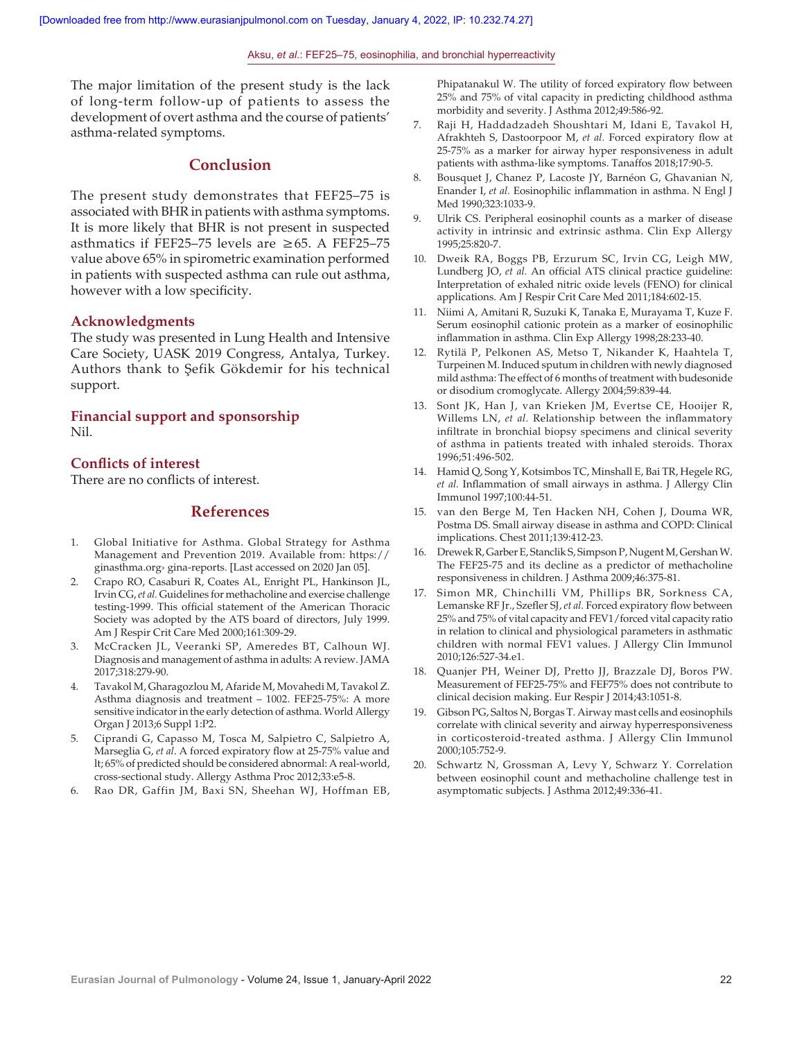The major limitation of the present study is the lack of long-term follow-up of patients to assess the development of overt asthma and the course of patients' asthma-related symptoms.

## Conclusion

The present study demonstrates that FEF25–75 is associated with BHR in patients with asthma symptoms. It is more likely that BHR is not present in suspected asthmatics if FEF25–75 levels are ≥65. A FEF25–75 value above 65% in spirometric examination performed in patients with suspected asthma can rule out asthma, however with a low specificity.

### Acknowledgments

The study was presented in Lung Health and Intensive Care Society, UASK 2019 Congress, Antalya, Turkey. Authors thank to Şefik Gökdemir for his technical support.

### Financial support and sponsorship

Nil.

### Conflicts of interest

There are no conflicts of interest.

## References

1. Global Initiative for Asthma. Global Strategy for Asthma Management and Prevention 2019. Available from: https://ginasthma.org› gina-reports. [Last accessed on 2020 Jan 05].
2. Crapo RO, Casaburi R, Coates AL, Enright PL, Hankinson JL, Irvin CG, *et al.* Guidelines for methacholine and exercise challenge testing-1999. This official statement of the American Thoracic Society was adopted by the ATS board of directors, July 1999. Am J Respir Crit Care Med 2000;161:309-29.
3. McCracken JL, Veeranki SP, Ameredes BT, Calhoun WJ. Diagnosis and management of asthma in adults: A review. JAMA 2017;318:279-90.
4. Tavakol M, Gharagozlou M, Afaride M, Movahedi M, Tavakol Z. Asthma diagnosis and treatment – 1002. FEF25-75%: A more sensitive indicator in the early detection of asthma. World Allergy Organ J 2013;6 Suppl 1:P2.
5. Ciprandi G, Capasso M, Tosca M, Salpietro C, Salpietro A, Marseglia G, *et al.* A forced expiratory flow at 25-75% value and lt; 65% of predicted should be considered abnormal: A real-world, cross-sectional study. Allergy Asthma Proc 2012;33:e5-8.
6. Rao DR, Gaffin JM, Baxi SN, Sheehan WJ, Hoffman EB, Phipatanakul W. The utility of forced expiratory flow between 25% and 75% of vital capacity in predicting childhood asthma morbidity and severity. J Asthma 2012;49:586-92.
7. Raji H, Haddadzadeh Shoushtari M, Idani E, Tavakol H, Afrakhteh S, Dastoorpoor M, *et al.* Forced expiratory flow at 25-75% as a marker for airway hyper responsiveness in adult patients with asthma-like symptoms. Tanaffos 2018;17:90-5.
8. Bousquet J, Chanez P, Lacoste JY, Barnéon G, Ghavanian N, Enander I, *et al.* Eosinophilic inflammation in asthma. N Engl J Med 1990;323:1033-9.
9. Ulrik CS. Peripheral eosinophil counts as a marker of disease activity in intrinsic and extrinsic asthma. Clin Exp Allergy 1995;25:820-7.
10. Dweik RA, Boggs PB, Erzurum SC, Irvin CG, Leigh MW, Lundberg JO, *et al.* An official ATS clinical practice guideline: Interpretation of exhaled nitric oxide levels (FENO) for clinical applications. Am J Respir Crit Care Med 2011;184:602-15.
11. Niimi A, Amitani R, Suzuki K, Tanaka E, Murayama T, Kuze F. Serum eosinophil cationic protein as a marker of eosinophilic inflammation in asthma. Clin Exp Allergy 1998;28:233-40.
12. Rytilä P, Pelkonen AS, Metso T, Nikander K, Haahtela T, Turpeinen M. Induced sputum in children with newly diagnosed mild asthma: The effect of 6 months of treatment with budesonide or disodium cromoglycate. Allergy 2004;59:839-44.
13. Sont JK, Han J, van Krieken JM, Evertse CE, Hooijer R, Willems LN, *et al.* Relationship between the inflammatory infiltrate in bronchial biopsy specimens and clinical severity of asthma in patients treated with inhaled steroids. Thorax 1996;51:496-502.
14. Hamid Q, Song Y, Kotsimbos TC, Minshall E, Bai TR, Hegele RG, *et al.* Inflammation of small airways in asthma. J Allergy Clin Immunol 1997;100:44-51.
15. van den Berge M, Ten Hacken NH, Cohen J, Douma WR, Postma DS. Small airway disease in asthma and COPD: Clinical implications. Chest 2011;139:412-23.
16. Drewek R, Garber E, Stanclik S, Simpson P, Nugent M, Gershan W. The FEF25-75 and its decline as a predictor of methacholine responsiveness in children. J Asthma 2009;46:375-81.
17. Simon MR, Chinchilli VM, Phillips BR, Sorkness CA, Lemanske RF Jr., Szefler SJ, *et al.* Forced expiratory flow between 25% and 75% of vital capacity and FEV1/forced vital capacity ratio in relation to clinical and physiological parameters in asthmatic children with normal FEV1 values. J Allergy Clin Immunol 2010;126:527-34.e1.
18. Quanjer PH, Weiner DJ, Pretto JJ, Brazzale DJ, Boros PW. Measurement of FEF25-75% and FEF75% does not contribute to clinical decision making. Eur Respir J 2014;43:1051-8.
19. Gibson PG, Saltos N, Borgas T. Airway mast cells and eosinophils correlate with clinical severity and airway hyperresponsiveness in corticosteroid-treated asthma. J Allergy Clin Immunol 2000;105:752-9.
20. Schwartz N, Grossman A, Levy Y, Schwarz Y. Correlation between eosinophil count and methacholine challenge test in asymptomatic subjects. J Asthma 2012;49:336-41.